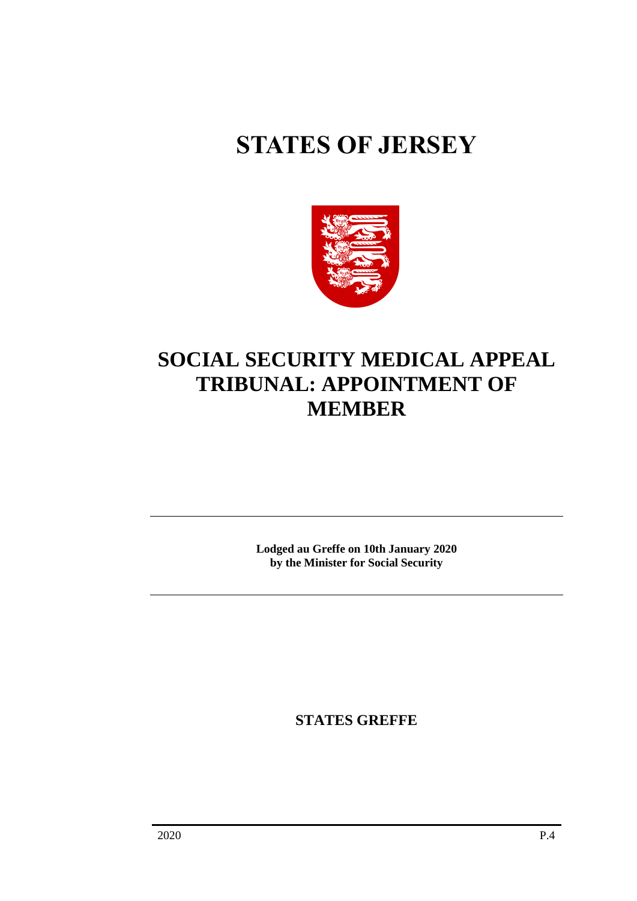# STATES OF JERSEY

## SOCIAL SECURITY MEDICAL APPEAL TRIBUNAL: APPOINTMENT OF MEMBER

---

**Lodged au Greffe on 10th January 2020**
**by the Minister for Social Security**

---

**STATES GREFFE**

2020 P.4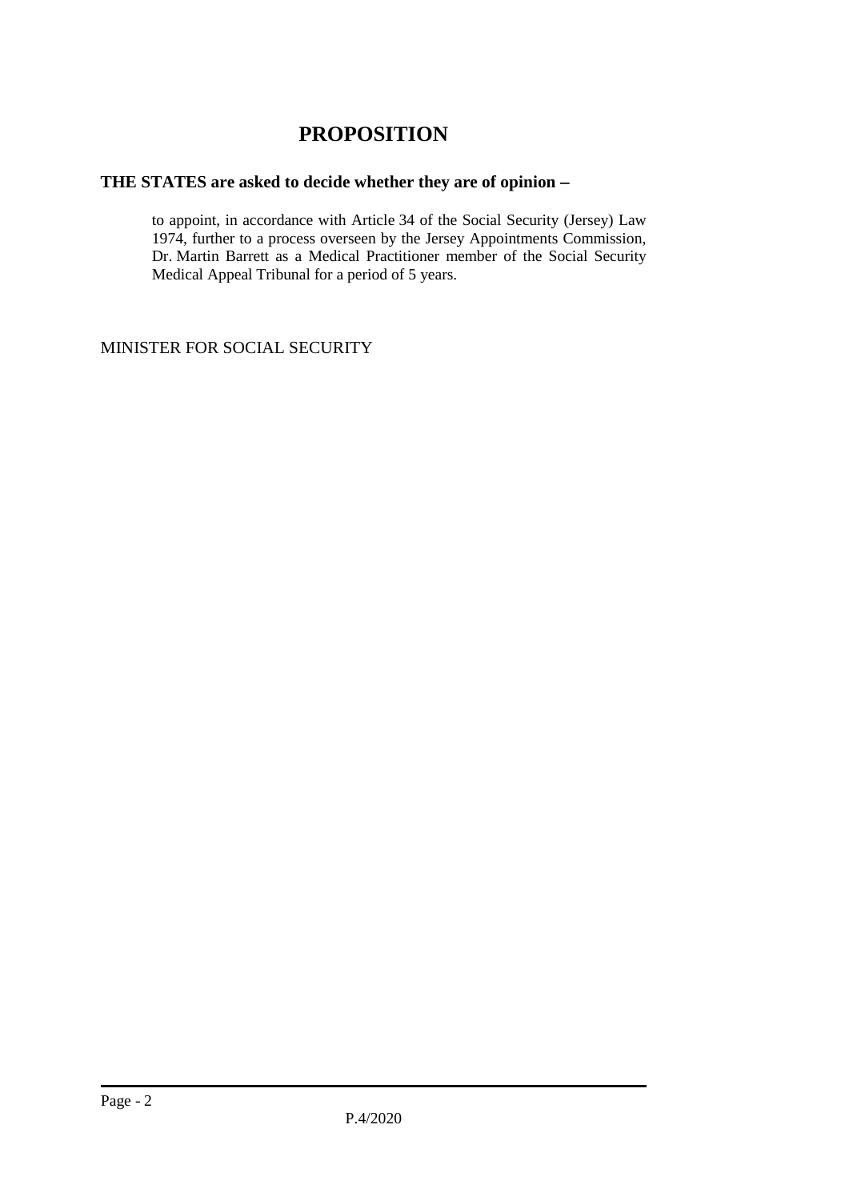# PROPOSITION

**THE STATES are asked to decide whether they are of opinion −**

to appoint, in accordance with Article 34 of the Social Security (Jersey) Law 1974, further to a process overseen by the Jersey Appointments Commission, Dr. Martin Barrett as a Medical Practitioner member of the Social Security Medical Appeal Tribunal for a period of 5 years.

MINISTER FOR SOCIAL SECURITY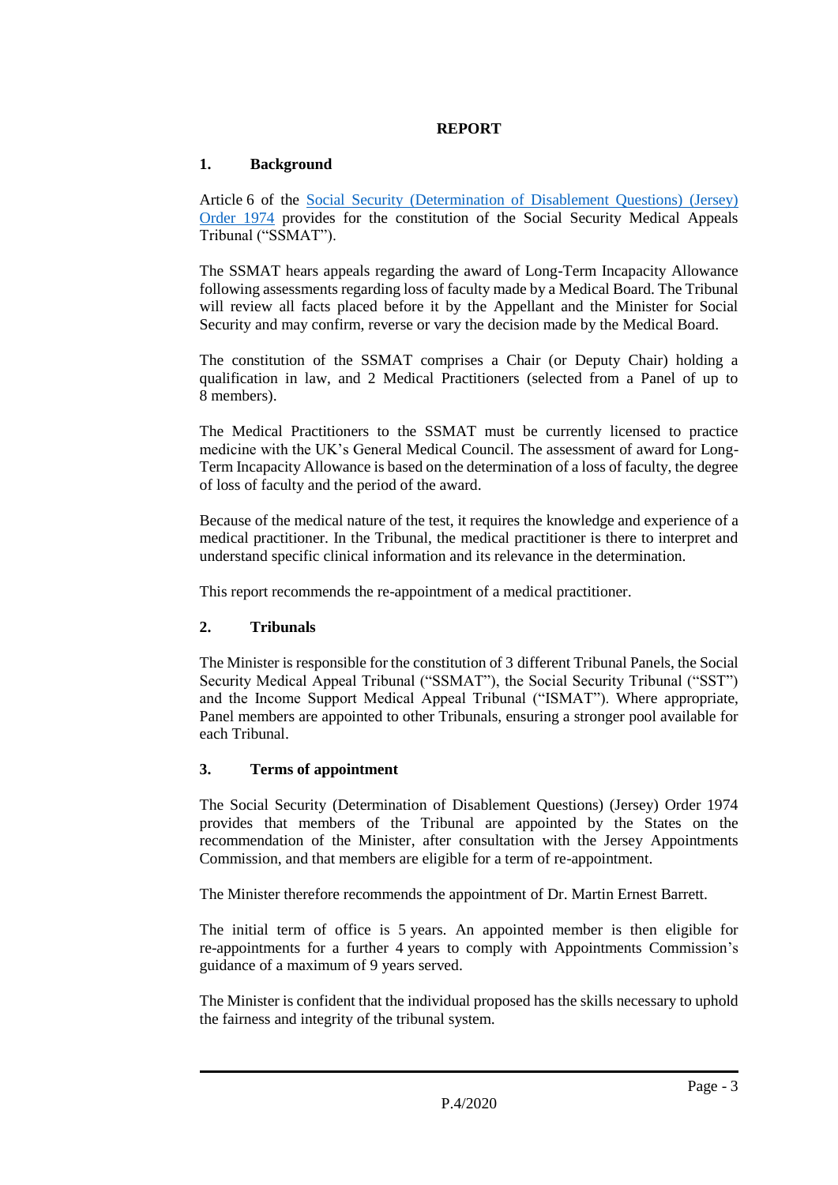**REPORT**

## 1. Background

Article 6 of the [Social Security (Determination of Disablement Questions) (Jersey) Order 1974] provides for the constitution of the Social Security Medical Appeals Tribunal ("SSMAT").

The SSMAT hears appeals regarding the award of Long-Term Incapacity Allowance following assessments regarding loss of faculty made by a Medical Board. The Tribunal will review all facts placed before it by the Appellant and the Minister for Social Security and may confirm, reverse or vary the decision made by the Medical Board.

The constitution of the SSMAT comprises a Chair (or Deputy Chair) holding a qualification in law, and 2 Medical Practitioners (selected from a Panel of up to 8 members).

The Medical Practitioners to the SSMAT must be currently licensed to practice medicine with the UK's General Medical Council. The assessment of award for Long-Term Incapacity Allowance is based on the determination of a loss of faculty, the degree of loss of faculty and the period of the award.

Because of the medical nature of the test, it requires the knowledge and experience of a medical practitioner. In the Tribunal, the medical practitioner is there to interpret and understand specific clinical information and its relevance in the determination.

This report recommends the re-appointment of a medical practitioner.

## 2. Tribunals

The Minister is responsible for the constitution of 3 different Tribunal Panels, the Social Security Medical Appeal Tribunal ("SSMAT"), the Social Security Tribunal ("SST") and the Income Support Medical Appeal Tribunal ("ISMAT"). Where appropriate, Panel members are appointed to other Tribunals, ensuring a stronger pool available for each Tribunal.

## 3. Terms of appointment

The Social Security (Determination of Disablement Questions) (Jersey) Order 1974 provides that members of the Tribunal are appointed by the States on the recommendation of the Minister, after consultation with the Jersey Appointments Commission, and that members are eligible for a term of re-appointment.

The Minister therefore recommends the appointment of Dr. Martin Ernest Barrett.

The initial term of office is 5 years. An appointed member is then eligible for re-appointments for a further 4 years to comply with Appointments Commission's guidance of a maximum of 9 years served.

The Minister is confident that the individual proposed has the skills necessary to uphold the fairness and integrity of the tribunal system.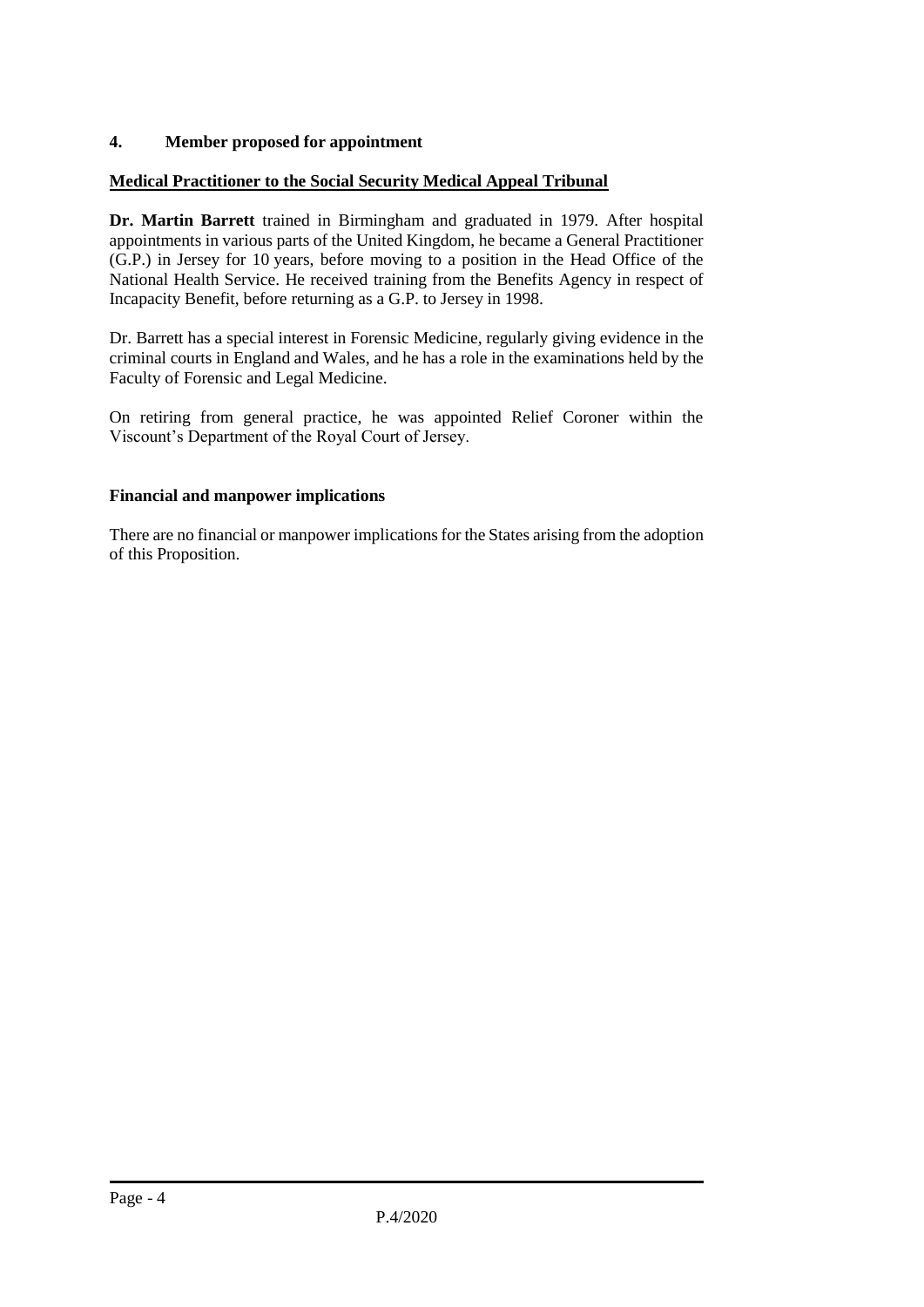## 4. Member proposed for appointment

**Medical Practitioner to the Social Security Medical Appeal Tribunal**

**Dr. Martin Barrett** trained in Birmingham and graduated in 1979. After hospital appointments in various parts of the United Kingdom, he became a General Practitioner (G.P.) in Jersey for 10 years, before moving to a position in the Head Office of the National Health Service. He received training from the Benefits Agency in respect of Incapacity Benefit, before returning as a G.P. to Jersey in 1998.

Dr. Barrett has a special interest in Forensic Medicine, regularly giving evidence in the criminal courts in England and Wales, and he has a role in the examinations held by the Faculty of Forensic and Legal Medicine.

On retiring from general practice, he was appointed Relief Coroner within the Viscount's Department of the Royal Court of Jersey.

**Financial and manpower implications**

There are no financial or manpower implications for the States arising from the adoption of this Proposition.